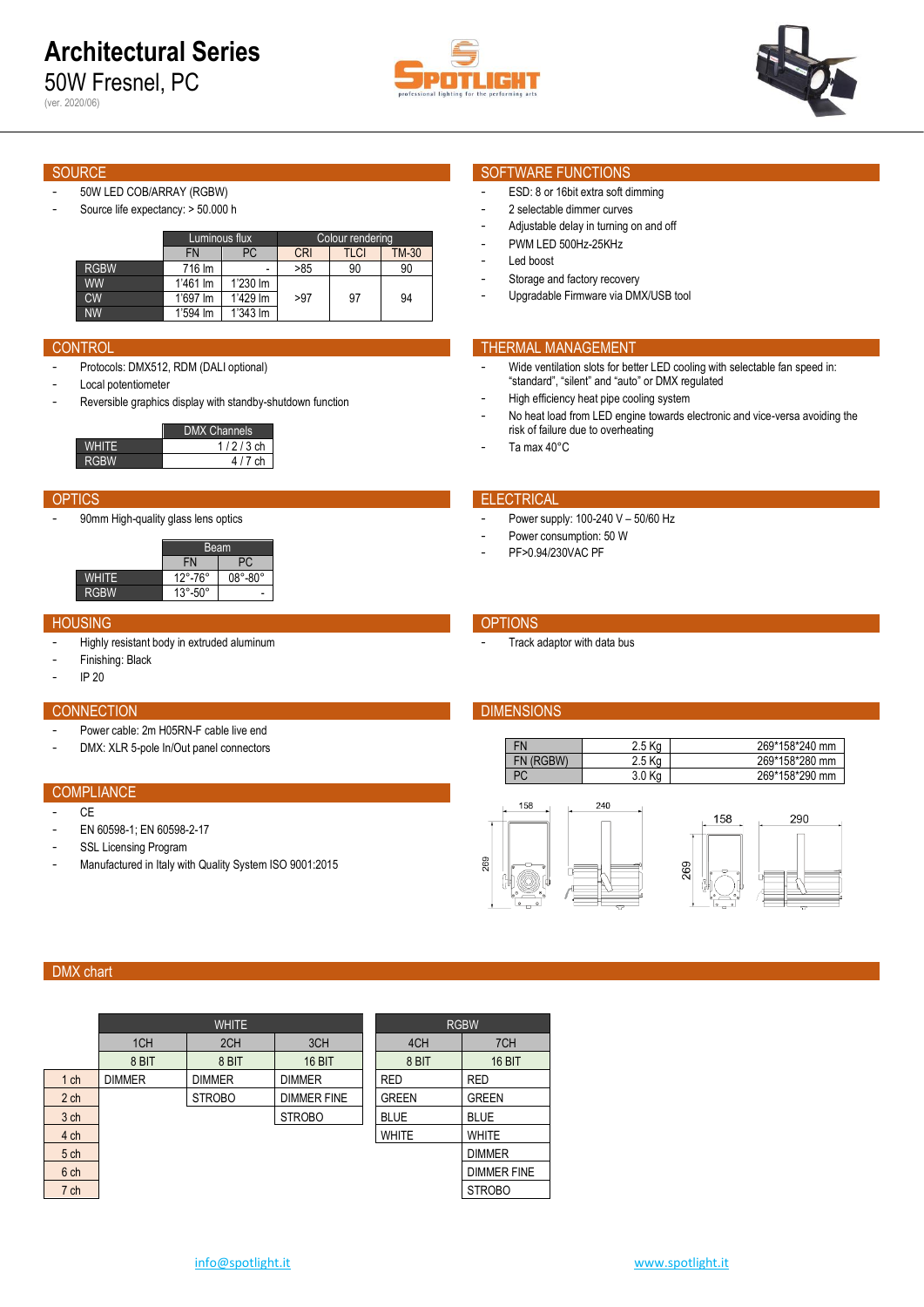# Architectural Series

50W Fresnel, PC

(ver. 2020/06)

## SOURCE

- 50W LED COB/ARRAY (RGBW)
- Source life expectancy: > 50.000 h

| | Luminous flux | | Colour rendering | | |
|---|---|---|---|---|---|
| | FN | PC | CRI | TLCI | TM-30 |
| RGBW | 716 lm | - | >85 | 90 | 90 |
| WW | 1'461 lm | 1'230 lm | >97 | 97 | 94 |
| CW | 1'697 lm | 1'429 lm | | | |
| NW | 1'594 lm | 1'343 lm | | | |

## SOFTWARE FUNCTIONS

- ESD: 8 or 16bit extra soft dimming
- 2 selectable dimmer curves
- Adjustable delay in turning on and off
- PWM LED 500Hz-25KHz
- Led boost
- Storage and factory recovery
- Upgradable Firmware via DMX/USB tool

## CONTROL

- Protocols: DMX512, RDM (DALI optional)
- Local potentiometer
- Reversible graphics display with standby-shutdown function

| | DMX Channels |
|---|---|
| WHITE | 1 / 2 / 3 ch |
| RGBW | 4 / 7 ch |

## THERMAL MANAGEMENT

- Wide ventilation slots for better LED cooling with selectable fan speed in: "standard", "silent" and "auto" or DMX regulated
- High efficiency heat pipe cooling system
- No heat load from LED engine towards electronic and vice-versa avoiding the risk of failure due to overheating
- Ta max 40°C

## OPTICS

- 90mm High-quality glass lens optics

| | Beam | |
|---|---|---|
| | FN | PC |
| WHITE | 12°-76° | 08°-80° |
| RGBW | 13°-50° | - |

## ELECTRICAL

- Power supply: 100-240 V – 50/60 Hz
- Power consumption: 50 W
- PF>0.94/230VAC PF

## HOUSING

- Highly resistant body in extruded aluminum
- Finishing: Black
- IP 20

## OPTIONS

- Track adaptor with data bus

## CONNECTION

- Power cable: 2m H05RN-F cable live end
- DMX: XLR 5-pole In/Out panel connectors

## DIMENSIONS

| | | |
|---|---|---|
| FN | 2.5 Kg | 269*158*240 mm |
| FN (RGBW) | 2.5 Kg | 269*158*280 mm |
| PC | 3.0 Kg | 269*158*290 mm |

## COMPLIANCE

- CE
- EN 60598-1; EN 60598-2-17
- SSL Licensing Program
- Manufactured in Italy with Quality System ISO 9001:2015

## DMX chart

| | WHITE | | | RGBW | |
|---|---|---|---|---|---|
| | 1CH | 2CH | 3CH | 4CH | 7CH |
| | 8 BIT | 8 BIT | 16 BIT | 8 BIT | 16 BIT |
| 1 ch | DIMMER | DIMMER | DIMMER | RED | RED |
| 2 ch | | STROBO | DIMMER FINE | GREEN | GREEN |
| 3 ch | | | STROBO | BLUE | BLUE |
| 4 ch | | | | WHITE | WHITE |
| 5 ch | | | | | DIMMER |
| 6 ch | | | | | DIMMER FINE |
| 7 ch | | | | | STROBO |

info@spotlight.it www.spotlight.it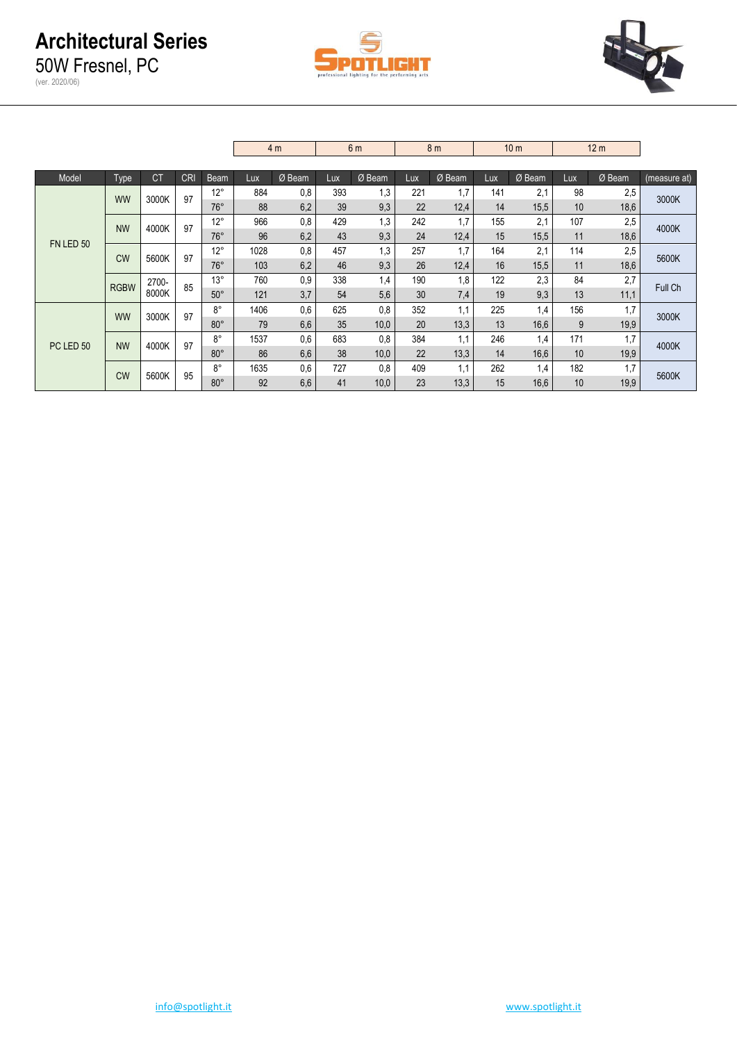# Architectural Series

## 50W Fresnel, PC

(ver. 2020/06)

SPOTLIGHT professional lighting for the performing arts

| Model | Type | CT | CRI | Beam | 4 m | | 6 m | | 8 m | | 10 m | | 12 m | | (measure at) |
|---|---|---|---|---|---|---|---|---|---|---|---|---|---|---|---|
| | | | | | Lux | Ø Beam | Lux | Ø Beam | Lux | Ø Beam | Lux | Ø Beam | Lux | Ø Beam | |
| FN LED 50 | WW | 3000K | 97 | 12° | 884 | 0,8 | 393 | 1,3 | 221 | 1,7 | 141 | 2,1 | 98 | 2,5 | 3000K |
| | | | | 76° | 88 | 6,2 | 39 | 9,3 | 22 | 12,4 | 14 | 15,5 | 10 | 18,6 | |
| | NW | 4000K | 97 | 12° | 966 | 0,8 | 429 | 1,3 | 242 | 1,7 | 155 | 2,1 | 107 | 2,5 | 4000K |
| | | | | 76° | 96 | 6,2 | 43 | 9,3 | 24 | 12,4 | 15 | 15,5 | 11 | 18,6 | |
| | CW | 5600K | 97 | 12° | 1028 | 0,8 | 457 | 1,3 | 257 | 1,7 | 164 | 2,1 | 114 | 2,5 | 5600K |
| | | | | 76° | 103 | 6,2 | 46 | 9,3 | 26 | 12,4 | 16 | 15,5 | 11 | 18,6 | |
| | RGBW | 2700-8000K | 85 | 13° | 760 | 0,9 | 338 | 1,4 | 190 | 1,8 | 122 | 2,3 | 84 | 2,7 | Full Ch |
| | | | | 50° | 121 | 3,7 | 54 | 5,6 | 30 | 7,4 | 19 | 9,3 | 13 | 11,1 | |
| PC LED 50 | WW | 3000K | 97 | 8° | 1406 | 0,6 | 625 | 0,8 | 352 | 1,1 | 225 | 1,4 | 156 | 1,7 | 3000K |
| | | | | 80° | 79 | 6,6 | 35 | 10,0 | 20 | 13,3 | 13 | 16,6 | 9 | 19,9 | |
| | NW | 4000K | 97 | 8° | 1537 | 0,6 | 683 | 0,8 | 384 | 1,1 | 246 | 1,4 | 171 | 1,7 | 4000K |
| | | | | 80° | 86 | 6,6 | 38 | 10,0 | 22 | 13,3 | 14 | 16,6 | 10 | 19,9 | |
| | CW | 5600K | 95 | 8° | 1635 | 0,6 | 727 | 0,8 | 409 | 1,1 | 262 | 1,4 | 182 | 1,7 | 5600K |
| | | | | 80° | 92 | 6,6 | 41 | 10,0 | 23 | 13,3 | 15 | 16,6 | 10 | 19,9 | |

info@spotlight.it    www.spotlight.it